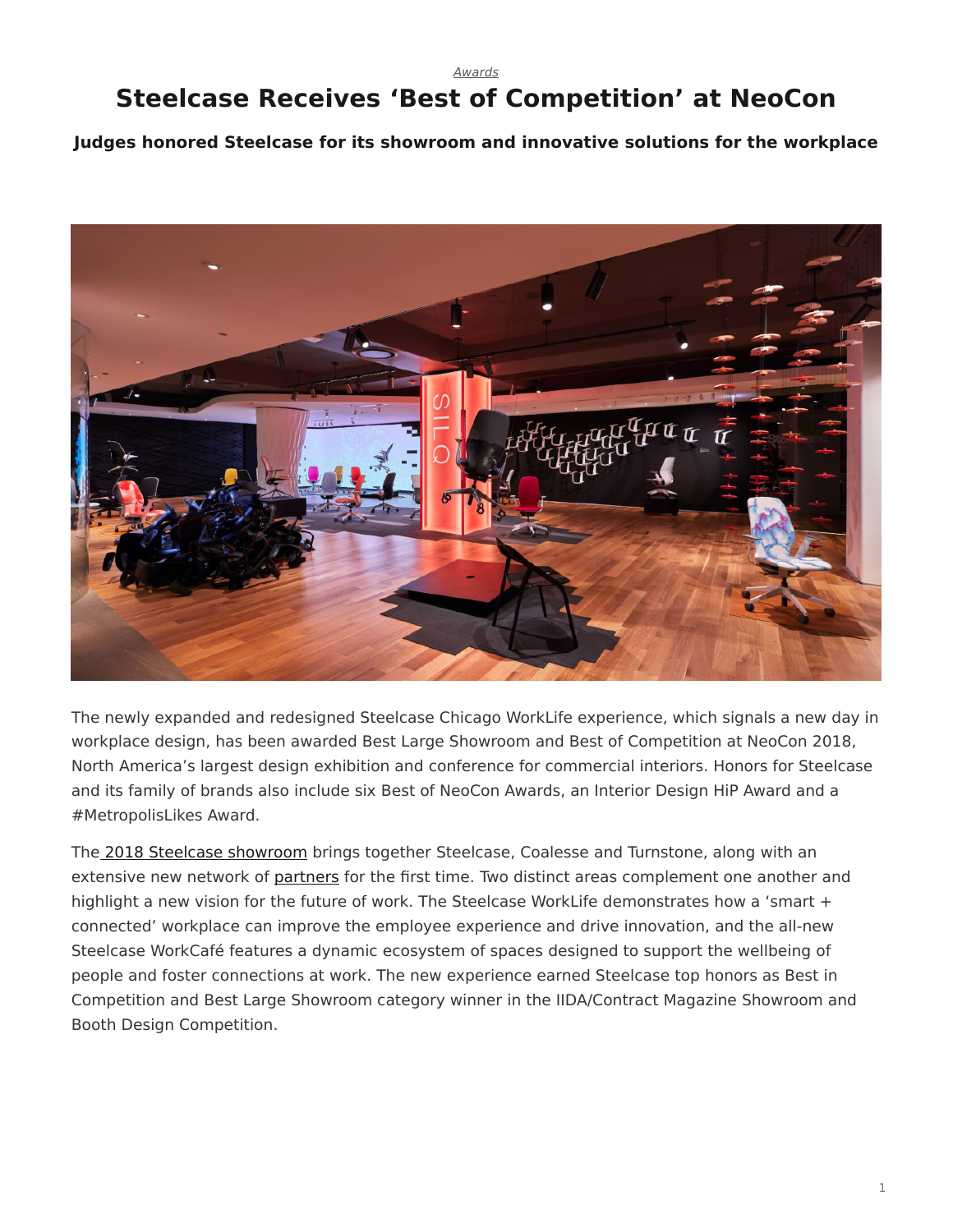*Awards*

# Steelcase Receives 'Best of Competition' at NeoCon

**Judges honored Steelcase for its showroom and innovative solutions for the workplace**

The newly expanded and redesigned Steelcase Chicago WorkLife experience, which signals a new day in workplace design, has been awarded Best Large Showroom and Best of Competition at NeoCon 2018, North America's largest design exhibition and conference for commercial interiors. Honors for Steelcase and its family of brands also include six Best of NeoCon Awards, an Interior Design HiP Award and a #MetropolisLikes Award.

The 2018 Steelcase showroom brings together Steelcase, Coalesse and Turnstone, along with an extensive new network of partners for the first time. Two distinct areas complement one another and highlight a new vision for the future of work. The Steelcase WorkLife demonstrates how a 'smart + connected' workplace can improve the employee experience and drive innovation, and the all-new Steelcase WorkCafé features a dynamic ecosystem of spaces designed to support the wellbeing of people and foster connections at work. The new experience earned Steelcase top honors as Best in Competition and Best Large Showroom category winner in the IIDA/Contract Magazine Showroom and Booth Design Competition.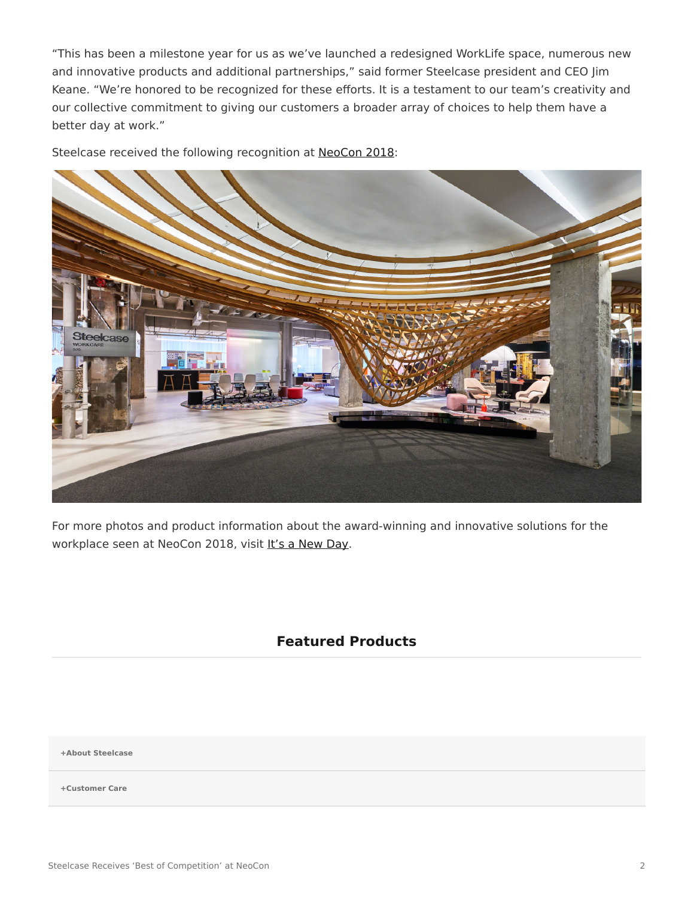"This has been a milestone year for us as we've launched a redesigned WorkLife space, numerous new and innovative products and additional partnerships," said former Steelcase president and CEO Jim Keane. "We're honored to be recognized for these efforts. It is a testament to our team's creativity and our collective commitment to giving our customers a broader array of choices to help them have a better day at work."

Steelcase received the following recognition at NeoCon 2018:

For more photos and product information about the award-winning and innovative solutions for the workplace seen at NeoCon 2018, visit It's a New Day.

## Featured Products

**+About Steelcase**

**+Customer Care**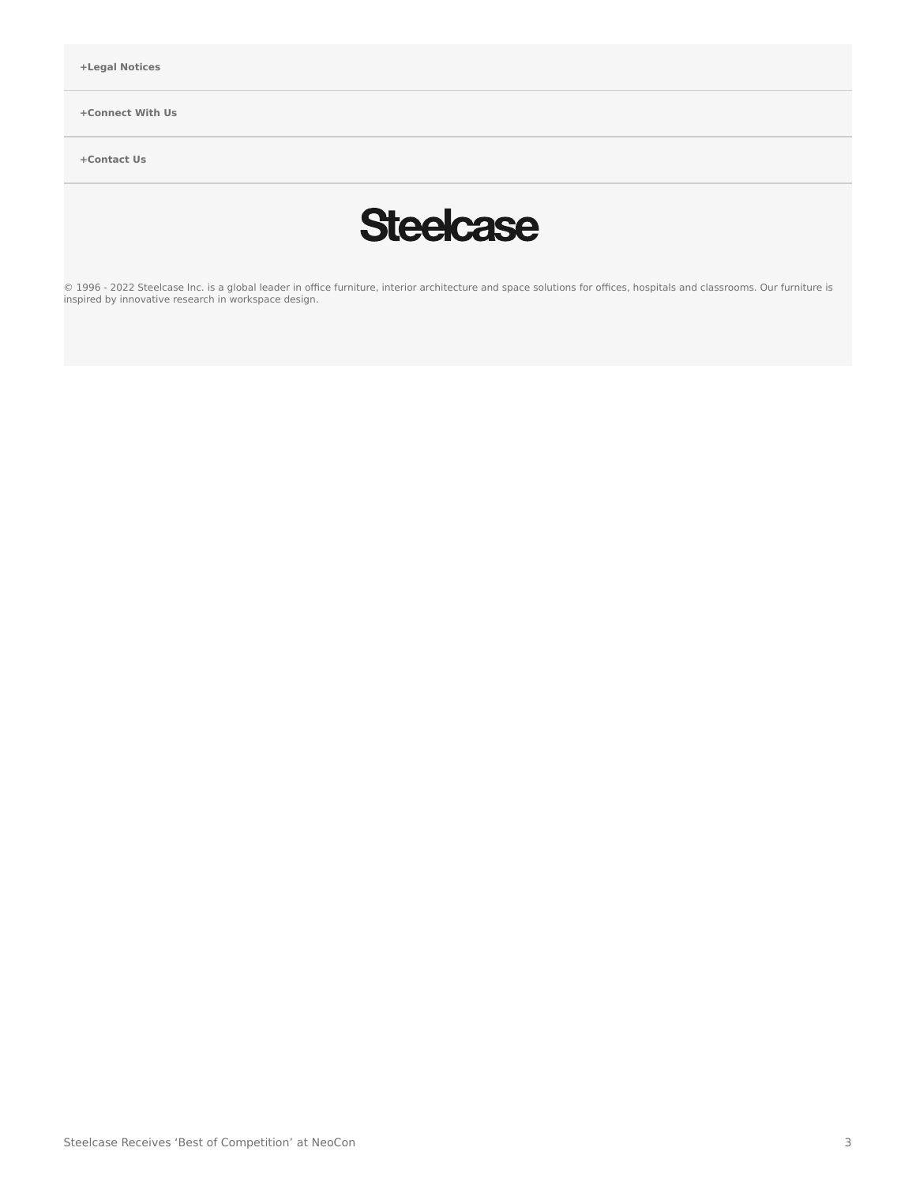**+Legal Notices**

**+Connect With Us**

**+Contact Us**

Steelcase

© 1996 - 2022 Steelcase Inc. is a global leader in office furniture, interior architecture and space solutions for offices, hospitals and classrooms. Our furniture is inspired by innovative research in workspace design.